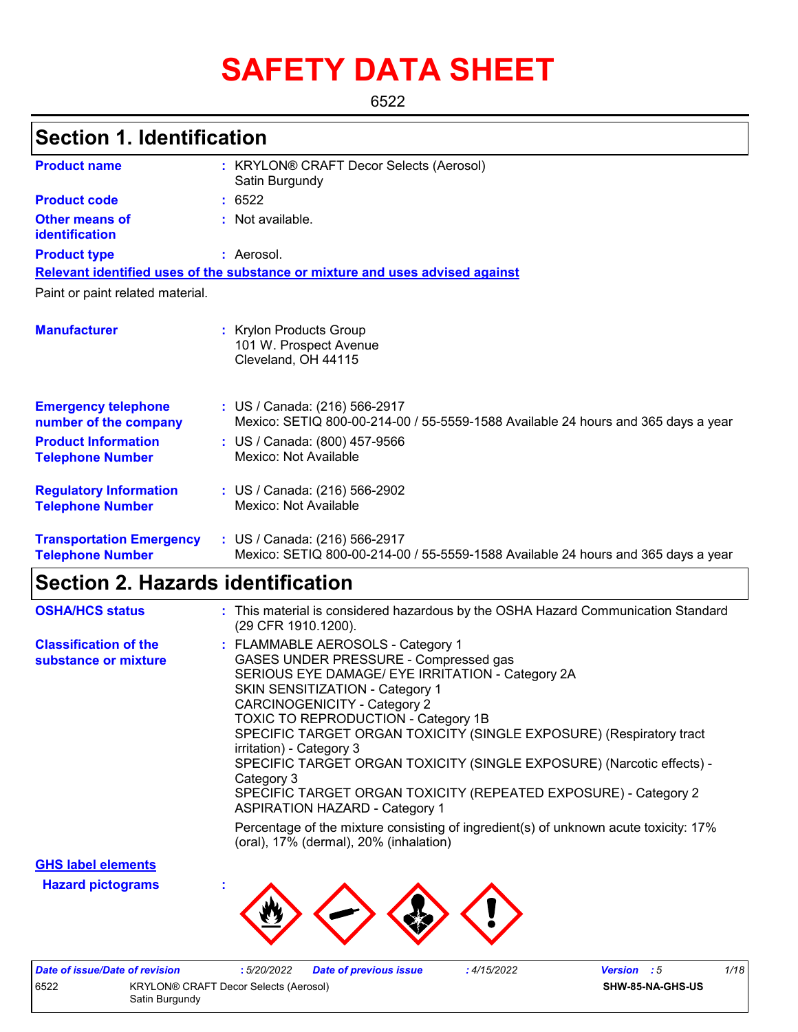# SAFETY DATA SHEET

6522

## Section 1. Identification

| | | |
|---|---|---|
| **Product name** | : | KRYLON® CRAFT Decor Selects (Aerosol) Satin Burgundy |
| **Product code** | : | 6522 |
| **Other means of identification** | : | Not available. |
| **Product type** | : | Aerosol. |

**Relevant identified uses of the substance or mixture and uses advised against**

Paint or paint related material.

| | | |
|---|---|---|
| **Manufacturer** | : | Krylon Products Group<br>101 W. Prospect Avenue<br>Cleveland, OH 44115 |
| **Emergency telephone number of the company** | : | US / Canada: (216) 566-2917<br>Mexico: SETIQ 800-00-214-00 / 55-5559-1588 Available 24 hours and 365 days a year |
| **Product Information Telephone Number** | : | US / Canada: (800) 457-9566<br>Mexico: Not Available |
| **Regulatory Information Telephone Number** | : | US / Canada: (216) 566-2902<br>Mexico: Not Available |
| **Transportation Emergency Telephone Number** | : | US / Canada: (216) 566-2917<br>Mexico: SETIQ 800-00-214-00 / 55-5559-1588 Available 24 hours and 365 days a year |

## Section 2. Hazards identification

| | | |
|---|---|---|
| **OSHA/HCS status** | : | This material is considered hazardous by the OSHA Hazard Communication Standard (29 CFR 1910.1200). |
| **Classification of the substance or mixture** | : | FLAMMABLE AEROSOLS - Category 1<br>GASES UNDER PRESSURE - Compressed gas<br>SERIOUS EYE DAMAGE/ EYE IRRITATION - Category 2A<br>SKIN SENSITIZATION - Category 1<br>CARCINOGENICITY - Category 2<br>TOXIC TO REPRODUCTION - Category 1B<br>SPECIFIC TARGET ORGAN TOXICITY (SINGLE EXPOSURE) (Respiratory tract irritation) - Category 3<br>SPECIFIC TARGET ORGAN TOXICITY (SINGLE EXPOSURE) (Narcotic effects) - Category 3<br>SPECIFIC TARGET ORGAN TOXICITY (REPEATED EXPOSURE) - Category 2<br>ASPIRATION HAZARD - Category 1<br><br>Percentage of the mixture consisting of ingredient(s) of unknown acute toxicity: 17% (oral), 17% (dermal), 20% (inhalation) |

**GHS label elements**

**Hazard pictograms** :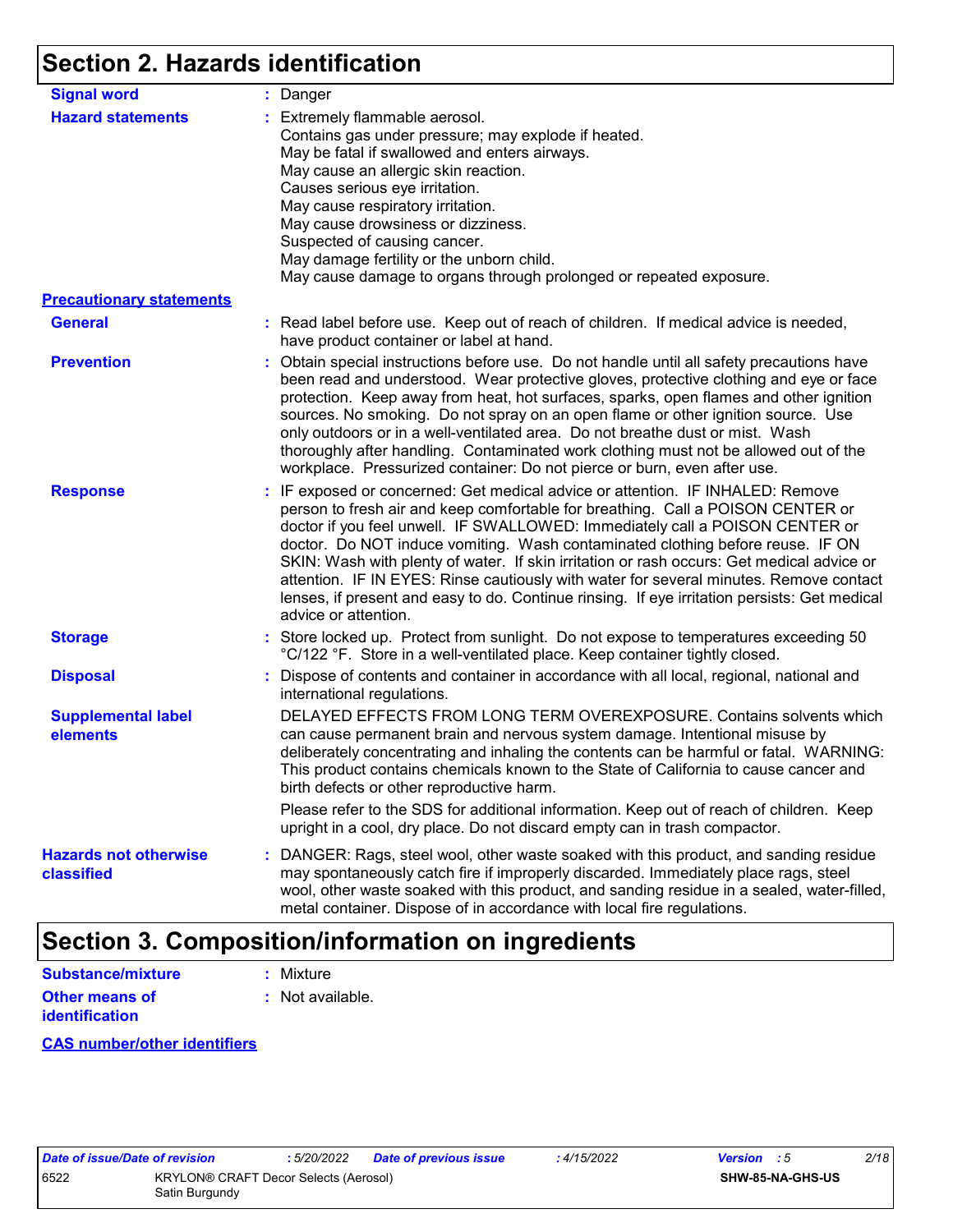## Section 2. Hazards identification

**Signal word** : Danger

**Hazard statements** : Extremely flammable aerosol.
Contains gas under pressure; may explode if heated.
May be fatal if swallowed and enters airways.
May cause an allergic skin reaction.
Causes serious eye irritation.
May cause respiratory irritation.
May cause drowsiness or dizziness.
Suspected of causing cancer.
May damage fertility or the unborn child.
May cause damage to organs through prolonged or repeated exposure.

**Precautionary statements**

**General** : Read label before use. Keep out of reach of children. If medical advice is needed, have product container or label at hand.

**Prevention** : Obtain special instructions before use. Do not handle until all safety precautions have been read and understood. Wear protective gloves, protective clothing and eye or face protection. Keep away from heat, hot surfaces, sparks, open flames and other ignition sources. No smoking. Do not spray on an open flame or other ignition source. Use only outdoors or in a well-ventilated area. Do not breathe dust or mist. Wash thoroughly after handling. Contaminated work clothing must not be allowed out of the workplace. Pressurized container: Do not pierce or burn, even after use.

**Response** : IF exposed or concerned: Get medical advice or attention. IF INHALED: Remove person to fresh air and keep comfortable for breathing. Call a POISON CENTER or doctor if you feel unwell. IF SWALLOWED: Immediately call a POISON CENTER or doctor. Do NOT induce vomiting. Wash contaminated clothing before reuse. IF ON SKIN: Wash with plenty of water. If skin irritation or rash occurs: Get medical advice or attention. IF IN EYES: Rinse cautiously with water for several minutes. Remove contact lenses, if present and easy to do. Continue rinsing. If eye irritation persists: Get medical advice or attention.

**Storage** : Store locked up. Protect from sunlight. Do not expose to temperatures exceeding 50 °C/122 °F. Store in a well-ventilated place. Keep container tightly closed.

**Disposal** : Dispose of contents and container in accordance with all local, regional, national and international regulations.

**Supplemental label elements**

DELAYED EFFECTS FROM LONG TERM OVEREXPOSURE. Contains solvents which can cause permanent brain and nervous system damage. Intentional misuse by deliberately concentrating and inhaling the contents can be harmful or fatal. WARNING: This product contains chemicals known to the State of California to cause cancer and birth defects or other reproductive harm.

Please refer to the SDS for additional information. Keep out of reach of children. Keep upright in a cool, dry place. Do not discard empty can in trash compactor.

**Hazards not otherwise classified** : DANGER: Rags, steel wool, other waste soaked with this product, and sanding residue may spontaneously catch fire if improperly discarded. Immediately place rags, steel wool, other waste soaked with this product, and sanding residue in a sealed, water-filled, metal container. Dispose of in accordance with local fire regulations.

## Section 3. Composition/information on ingredients

**Substance/mixture** : Mixture

**Other means of identification** : Not available.

**CAS number/other identifiers**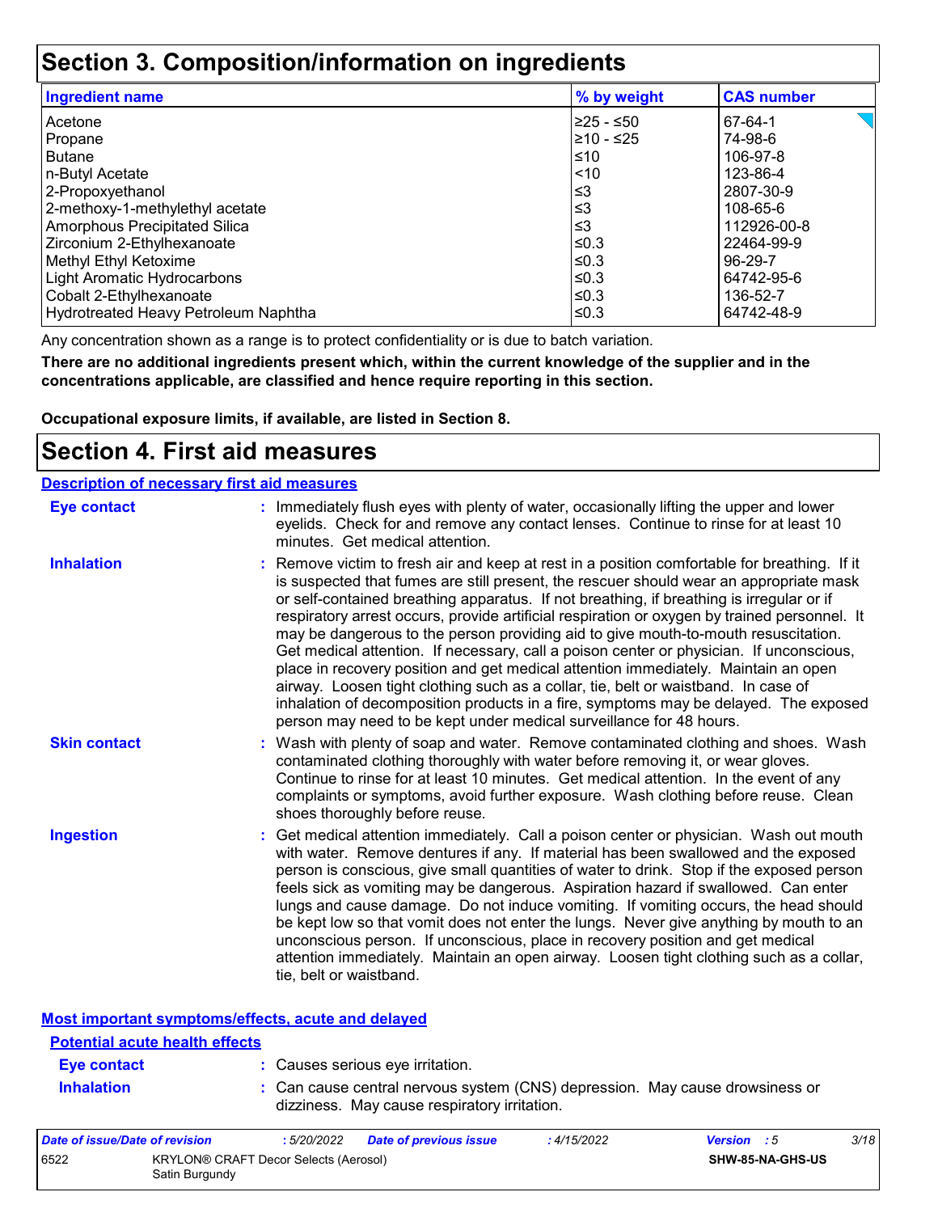# Section 3. Composition/information on ingredients

| Ingredient name | % by weight | CAS number |
| --- | --- | --- |
| Acetone | ≥25 - ≤50 | 67-64-1 |
| Propane | ≥10 - ≤25 | 74-98-6 |
| Butane | ≤10 | 106-97-8 |
| n-Butyl Acetate | <10 | 123-86-4 |
| 2-Propoxyethanol | ≤3 | 2807-30-9 |
| 2-methoxy-1-methylethyl acetate | ≤3 | 108-65-6 |
| Amorphous Precipitated Silica | ≤3 | 112926-00-8 |
| Zirconium 2-Ethylhexanoate | ≤0.3 | 22464-99-9 |
| Methyl Ethyl Ketoxime | ≤0.3 | 96-29-7 |
| Light Aromatic Hydrocarbons | ≤0.3 | 64742-95-6 |
| Cobalt 2-Ethylhexanoate | ≤0.3 | 136-52-7 |
| Hydrotreated Heavy Petroleum Naphtha | ≤0.3 | 64742-48-9 |

Any concentration shown as a range is to protect confidentiality or is due to batch variation.

**There are no additional ingredients present which, within the current knowledge of the supplier and in the concentrations applicable, are classified and hence require reporting in this section.**

**Occupational exposure limits, if available, are listed in Section 8.**

# Section 4. First aid measures

## Description of necessary first aid measures

**Eye contact** : Immediately flush eyes with plenty of water, occasionally lifting the upper and lower eyelids. Check for and remove any contact lenses. Continue to rinse for at least 10 minutes. Get medical attention.

**Inhalation** : Remove victim to fresh air and keep at rest in a position comfortable for breathing. If it is suspected that fumes are still present, the rescuer should wear an appropriate mask or self-contained breathing apparatus. If not breathing, if breathing is irregular or if respiratory arrest occurs, provide artificial respiration or oxygen by trained personnel. It may be dangerous to the person providing aid to give mouth-to-mouth resuscitation. Get medical attention. If necessary, call a poison center or physician. If unconscious, place in recovery position and get medical attention immediately. Maintain an open airway. Loosen tight clothing such as a collar, tie, belt or waistband. In case of inhalation of decomposition products in a fire, symptoms may be delayed. The exposed person may need to be kept under medical surveillance for 48 hours.

**Skin contact** : Wash with plenty of soap and water. Remove contaminated clothing and shoes. Wash contaminated clothing thoroughly with water before removing it, or wear gloves. Continue to rinse for at least 10 minutes. Get medical attention. In the event of any complaints or symptoms, avoid further exposure. Wash clothing before reuse. Clean shoes thoroughly before reuse.

**Ingestion** : Get medical attention immediately. Call a poison center or physician. Wash out mouth with water. Remove dentures if any. If material has been swallowed and the exposed person is conscious, give small quantities of water to drink. Stop if the exposed person feels sick as vomiting may be dangerous. Aspiration hazard if swallowed. Can enter lungs and cause damage. Do not induce vomiting. If vomiting occurs, the head should be kept low so that vomit does not enter the lungs. Never give anything by mouth to an unconscious person. If unconscious, place in recovery position and get medical attention immediately. Maintain an open airway. Loosen tight clothing such as a collar, tie, belt or waistband.

## Most important symptoms/effects, acute and delayed

### Potential acute health effects

**Eye contact** : Causes serious eye irritation.

**Inhalation** : Can cause central nervous system (CNS) depression. May cause drowsiness or dizziness. May cause respiratory irritation.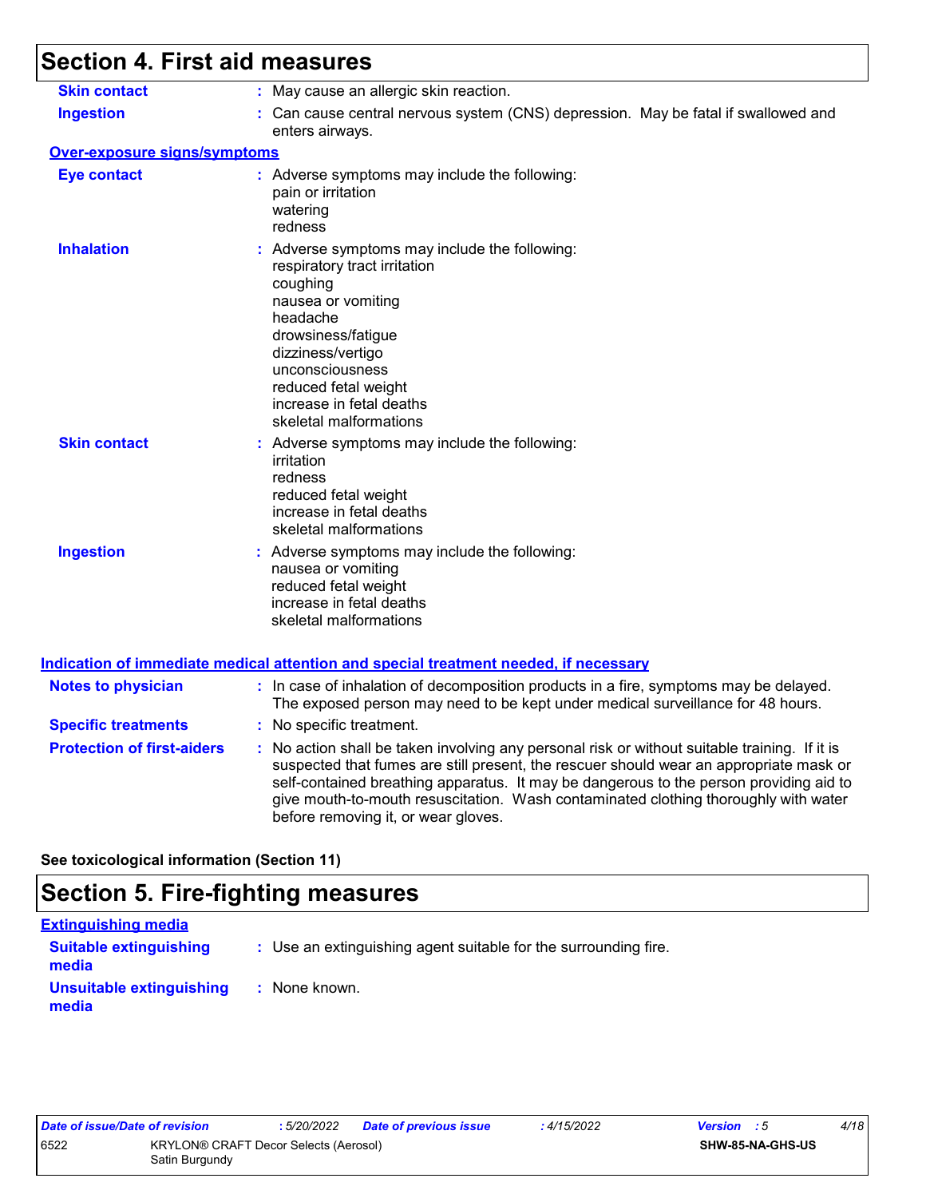# Section 4. First aid measures

**Skin contact** : May cause an allergic skin reaction.

**Ingestion** : Can cause central nervous system (CNS) depression. May be fatal if swallowed and enters airways.

### Over-exposure signs/symptoms

**Eye contact** : Adverse symptoms may include the following:
pain or irritation
watering
redness

**Inhalation** : Adverse symptoms may include the following:
respiratory tract irritation
coughing
nausea or vomiting
headache
drowsiness/fatigue
dizziness/vertigo
unconsciousness
reduced fetal weight
increase in fetal deaths
skeletal malformations

**Skin contact** : Adverse symptoms may include the following:
irritation
redness
reduced fetal weight
increase in fetal deaths
skeletal malformations

**Ingestion** : Adverse symptoms may include the following:
nausea or vomiting
reduced fetal weight
increase in fetal deaths
skeletal malformations

### Indication of immediate medical attention and special treatment needed, if necessary

**Notes to physician** : In case of inhalation of decomposition products in a fire, symptoms may be delayed. The exposed person may need to be kept under medical surveillance for 48 hours.

**Specific treatments** : No specific treatment.

**Protection of first-aiders** : No action shall be taken involving any personal risk or without suitable training. If it is suspected that fumes are still present, the rescuer should wear an appropriate mask or self-contained breathing apparatus. It may be dangerous to the person providing aid to give mouth-to-mouth resuscitation. Wash contaminated clothing thoroughly with water before removing it, or wear gloves.

**See toxicological information (Section 11)**

# Section 5. Fire-fighting measures

### Extinguishing media

**Suitable extinguishing media** : Use an extinguishing agent suitable for the surrounding fire.

**Unsuitable extinguishing media** : None known.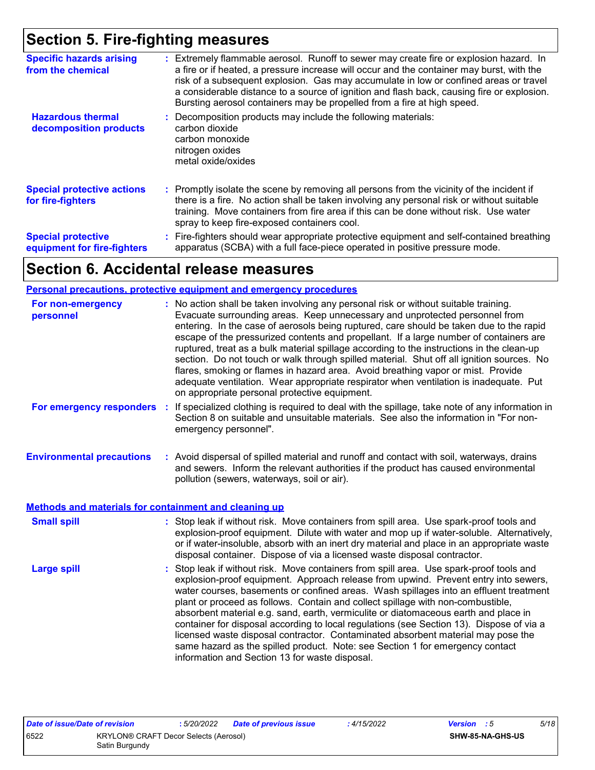## Section 5. Fire-fighting measures

**Specific hazards arising from the chemical** : Extremely flammable aerosol. Runoff to sewer may create fire or explosion hazard. In a fire or if heated, a pressure increase will occur and the container may burst, with the risk of a subsequent explosion. Gas may accumulate in low or confined areas or travel a considerable distance to a source of ignition and flash back, causing fire or explosion. Bursting aerosol containers may be propelled from a fire at high speed.

**Hazardous thermal decomposition products** : Decomposition products may include the following materials:
carbon dioxide
carbon monoxide
nitrogen oxides
metal oxide/oxides

**Special protective actions for fire-fighters** : Promptly isolate the scene by removing all persons from the vicinity of the incident if there is a fire. No action shall be taken involving any personal risk or without suitable training. Move containers from fire area if this can be done without risk. Use water spray to keep fire-exposed containers cool.

**Special protective equipment for fire-fighters** : Fire-fighters should wear appropriate protective equipment and self-contained breathing apparatus (SCBA) with a full face-piece operated in positive pressure mode.

## Section 6. Accidental release measures

### Personal precautions, protective equipment and emergency procedures

**For non-emergency personnel** : No action shall be taken involving any personal risk or without suitable training. Evacuate surrounding areas. Keep unnecessary and unprotected personnel from entering. In the case of aerosols being ruptured, care should be taken due to the rapid escape of the pressurized contents and propellant. If a large number of containers are ruptured, treat as a bulk material spillage according to the instructions in the clean-up section. Do not touch or walk through spilled material. Shut off all ignition sources. No flares, smoking or flames in hazard area. Avoid breathing vapor or mist. Provide adequate ventilation. Wear appropriate respirator when ventilation is inadequate. Put on appropriate personal protective equipment.

**For emergency responders** : If specialized clothing is required to deal with the spillage, take note of any information in Section 8 on suitable and unsuitable materials. See also the information in "For non-emergency personnel".

**Environmental precautions** : Avoid dispersal of spilled material and runoff and contact with soil, waterways, drains and sewers. Inform the relevant authorities if the product has caused environmental pollution (sewers, waterways, soil or air).

### Methods and materials for containment and cleaning up

**Small spill** : Stop leak if without risk. Move containers from spill area. Use spark-proof tools and explosion-proof equipment. Dilute with water and mop up if water-soluble. Alternatively, or if water-insoluble, absorb with an inert dry material and place in an appropriate waste disposal container. Dispose of via a licensed waste disposal contractor.

**Large spill** : Stop leak if without risk. Move containers from spill area. Use spark-proof tools and explosion-proof equipment. Approach release from upwind. Prevent entry into sewers, water courses, basements or confined areas. Wash spillages into an effluent treatment plant or proceed as follows. Contain and collect spillage with non-combustible, absorbent material e.g. sand, earth, vermiculite or diatomaceous earth and place in container for disposal according to local regulations (see Section 13). Dispose of via a licensed waste disposal contractor. Contaminated absorbent material may pose the same hazard as the spilled product. Note: see Section 1 for emergency contact information and Section 13 for waste disposal.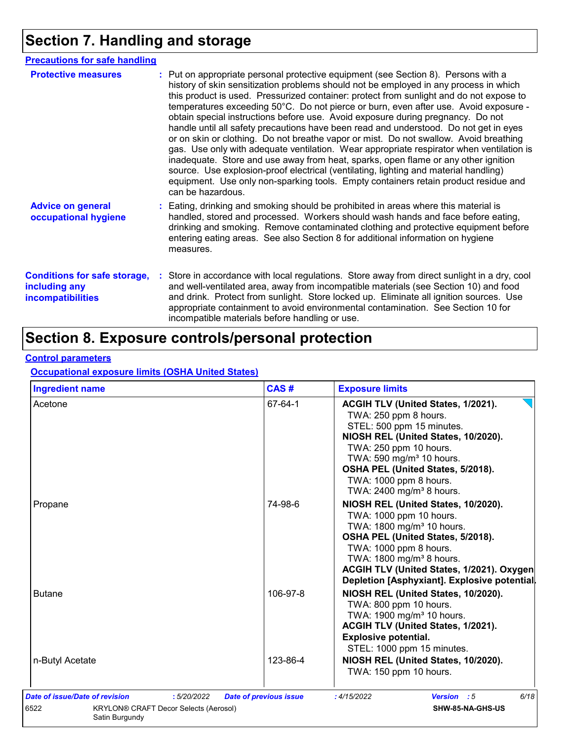# Section 7. Handling and storage

**Precautions for safe handling**

**Protective measures** : Put on appropriate personal protective equipment (see Section 8). Persons with a history of skin sensitization problems should not be employed in any process in which this product is used. Pressurized container: protect from sunlight and do not expose to temperatures exceeding 50°C. Do not pierce or burn, even after use. Avoid exposure - obtain special instructions before use. Avoid exposure during pregnancy. Do not handle until all safety precautions have been read and understood. Do not get in eyes or on skin or clothing. Do not breathe vapor or mist. Do not swallow. Avoid breathing gas. Use only with adequate ventilation. Wear appropriate respirator when ventilation is inadequate. Store and use away from heat, sparks, open flame or any other ignition source. Use explosion-proof electrical (ventilating, lighting and material handling) equipment. Use only non-sparking tools. Empty containers retain product residue and can be hazardous.

**Advice on general occupational hygiene** : Eating, drinking and smoking should be prohibited in areas where this material is handled, stored and processed. Workers should wash hands and face before eating, drinking and smoking. Remove contaminated clothing and protective equipment before entering eating areas. See also Section 8 for additional information on hygiene measures.

**Conditions for safe storage, including any incompatibilities** : Store in accordance with local regulations. Store away from direct sunlight in a dry, cool and well-ventilated area, away from incompatible materials (see Section 10) and food and drink. Protect from sunlight. Store locked up. Eliminate all ignition sources. Use appropriate containment to avoid environmental contamination. See Section 10 for incompatible materials before handling or use.

# Section 8. Exposure controls/personal protection

**Control parameters**

**Occupational exposure limits (OSHA United States)**

| Ingredient name | CAS # | Exposure limits |
|---|---|---|
| Acetone | 67-64-1 | **ACGIH TLV (United States, 1/2021).**<br>TWA: 250 ppm 8 hours.<br>STEL: 500 ppm 15 minutes.<br>**NIOSH REL (United States, 10/2020).**<br>TWA: 250 ppm 10 hours.<br>TWA: 590 mg/m³ 10 hours.<br>**OSHA PEL (United States, 5/2018).**<br>TWA: 1000 ppm 8 hours.<br>TWA: 2400 mg/m³ 8 hours. |
| Propane | 74-98-6 | **NIOSH REL (United States, 10/2020).**<br>TWA: 1000 ppm 10 hours.<br>TWA: 1800 mg/m³ 10 hours.<br>**OSHA PEL (United States, 5/2018).**<br>TWA: 1000 ppm 8 hours.<br>TWA: 1800 mg/m³ 8 hours.<br>**ACGIH TLV (United States, 1/2021). Oxygen Depletion [Asphyxiant]. Explosive potential.** |
| Butane | 106-97-8 | **NIOSH REL (United States, 10/2020).**<br>TWA: 800 ppm 10 hours.<br>TWA: 1900 mg/m³ 10 hours.<br>**ACGIH TLV (United States, 1/2021). Explosive potential.**<br>STEL: 1000 ppm 15 minutes. |
| n-Butyl Acetate | 123-86-4 | **NIOSH REL (United States, 10/2020).**<br>TWA: 150 ppm 10 hours. |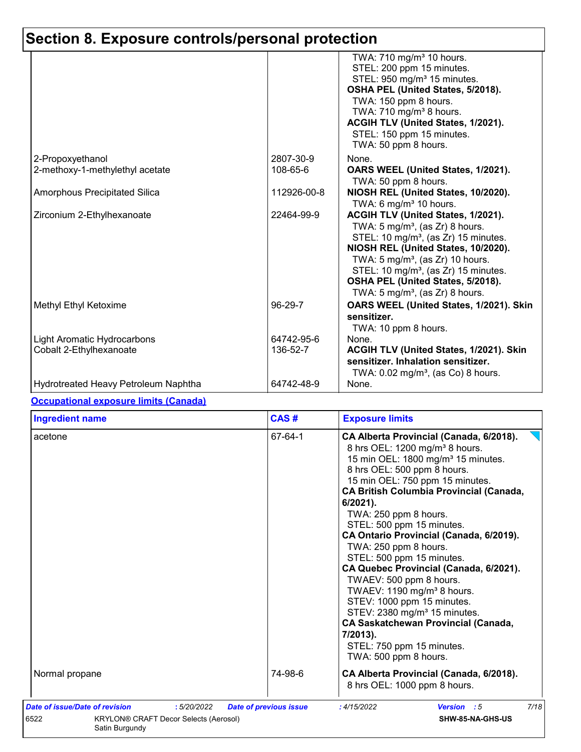## Section 8. Exposure controls/personal protection

| | | |
|---|---|---|
| | | TWA: 710 mg/m³ 10 hours.<br>STEL: 200 ppm 15 minutes.<br>STEL: 950 mg/m³ 15 minutes.<br>**OSHA PEL (United States, 5/2018).**<br>TWA: 150 ppm 8 hours.<br>TWA: 710 mg/m³ 8 hours.<br>**ACGIH TLV (United States, 1/2021).**<br>STEL: 150 ppm 15 minutes.<br>TWA: 50 ppm 8 hours. |
| 2-Propoxyethanol | 2807-30-9 | None. |
| 2-methoxy-1-methylethyl acetate | 108-65-6 | **OARS WEEL (United States, 1/2021).**<br>TWA: 50 ppm 8 hours. |
| Amorphous Precipitated Silica | 112926-00-8 | **NIOSH REL (United States, 10/2020).**<br>TWA: 6 mg/m³ 10 hours. |
| Zirconium 2-Ethylhexanoate | 22464-99-9 | **ACGIH TLV (United States, 1/2021).**<br>TWA: 5 mg/m³, (as Zr) 8 hours.<br>STEL: 10 mg/m³, (as Zr) 15 minutes.<br>**NIOSH REL (United States, 10/2020).**<br>TWA: 5 mg/m³, (as Zr) 10 hours.<br>STEL: 10 mg/m³, (as Zr) 15 minutes.<br>**OSHA PEL (United States, 5/2018).**<br>TWA: 5 mg/m³, (as Zr) 8 hours. |
| Methyl Ethyl Ketoxime | 96-29-7 | **OARS WEEL (United States, 1/2021). Skin sensitizer.**<br>TWA: 10 ppm 8 hours. |
| Light Aromatic Hydrocarbons | 64742-95-6 | None. |
| Cobalt 2-Ethylhexanoate | 136-52-7 | **ACGIH TLV (United States, 1/2021). Skin sensitizer. Inhalation sensitizer.**<br>TWA: 0.02 mg/m³, (as Co) 8 hours. |
| Hydrotreated Heavy Petroleum Naphtha | 64742-48-9 | None. |

**Occupational exposure limits (Canada)**

| Ingredient name | CAS # | Exposure limits |
|---|---|---|
| acetone | 67-64-1 | **CA Alberta Provincial (Canada, 6/2018).**<br>8 hrs OEL: 1200 mg/m³ 8 hours.<br>15 min OEL: 1800 mg/m³ 15 minutes.<br>8 hrs OEL: 500 ppm 8 hours.<br>15 min OEL: 750 ppm 15 minutes.<br>**CA British Columbia Provincial (Canada, 6/2021).**<br>TWA: 250 ppm 8 hours.<br>STEL: 500 ppm 15 minutes.<br>**CA Ontario Provincial (Canada, 6/2019).**<br>TWA: 250 ppm 8 hours.<br>STEL: 500 ppm 15 minutes.<br>**CA Quebec Provincial (Canada, 6/2021).**<br>TWAEV: 500 ppm 8 hours.<br>TWAEV: 1190 mg/m³ 8 hours.<br>STEV: 1000 ppm 15 minutes.<br>STEV: 2380 mg/m³ 15 minutes.<br>**CA Saskatchewan Provincial (Canada, 7/2013).**<br>STEL: 750 ppm 15 minutes.<br>TWA: 500 ppm 8 hours. |
| Normal propane | 74-98-6 | **CA Alberta Provincial (Canada, 6/2018).**<br>8 hrs OEL: 1000 ppm 8 hours. |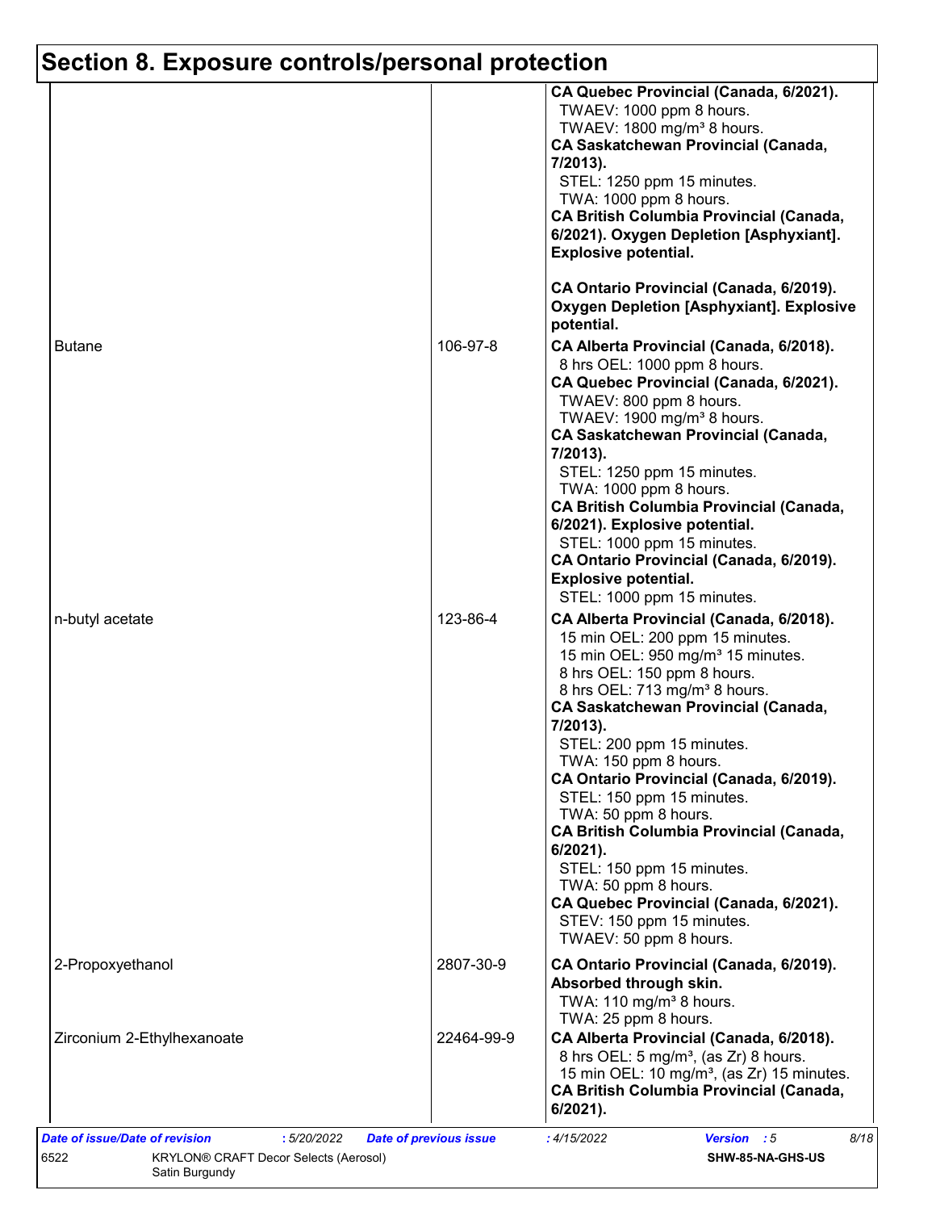# Section 8. Exposure controls/personal protection

| | | |
|---|---|---|
| | | **CA Quebec Provincial (Canada, 6/2021).**<br>TWAEV: 1000 ppm 8 hours.<br>TWAEV: 1800 mg/m³ 8 hours.<br>**CA Saskatchewan Provincial (Canada, 7/2013).**<br>STEL: 1250 ppm 15 minutes.<br>TWA: 1000 ppm 8 hours.<br>**CA British Columbia Provincial (Canada, 6/2021). Oxygen Depletion [Asphyxiant]. Explosive potential.**<br><br>**CA Ontario Provincial (Canada, 6/2019). Oxygen Depletion [Asphyxiant]. Explosive potential.** |
| Butane | 106-97-8 | **CA Alberta Provincial (Canada, 6/2018).**<br>8 hrs OEL: 1000 ppm 8 hours.<br>**CA Quebec Provincial (Canada, 6/2021).**<br>TWAEV: 800 ppm 8 hours.<br>TWAEV: 1900 mg/m³ 8 hours.<br>**CA Saskatchewan Provincial (Canada, 7/2013).**<br>STEL: 1250 ppm 15 minutes.<br>TWA: 1000 ppm 8 hours.<br>**CA British Columbia Provincial (Canada, 6/2021). Explosive potential.**<br>STEL: 1000 ppm 15 minutes.<br>**CA Ontario Provincial (Canada, 6/2019). Explosive potential.**<br>STEL: 1000 ppm 15 minutes. |
| n-butyl acetate | 123-86-4 | **CA Alberta Provincial (Canada, 6/2018).**<br>15 min OEL: 200 ppm 15 minutes.<br>15 min OEL: 950 mg/m³ 15 minutes.<br>8 hrs OEL: 150 ppm 8 hours.<br>8 hrs OEL: 713 mg/m³ 8 hours.<br>**CA Saskatchewan Provincial (Canada, 7/2013).**<br>STEL: 200 ppm 15 minutes.<br>TWA: 150 ppm 8 hours.<br>**CA Ontario Provincial (Canada, 6/2019).**<br>STEL: 150 ppm 15 minutes.<br>TWA: 50 ppm 8 hours.<br>**CA British Columbia Provincial (Canada, 6/2021).**<br>STEL: 150 ppm 15 minutes.<br>TWA: 50 ppm 8 hours.<br>**CA Quebec Provincial (Canada, 6/2021).**<br>STEV: 150 ppm 15 minutes.<br>TWAEV: 50 ppm 8 hours. |
| 2-Propoxyethanol | 2807-30-9 | **CA Ontario Provincial (Canada, 6/2019). Absorbed through skin.**<br>TWA: 110 mg/m³ 8 hours.<br>TWA: 25 ppm 8 hours. |
| Zirconium 2-Ethylhexanoate | 22464-99-9 | **CA Alberta Provincial (Canada, 6/2018).**<br>8 hrs OEL: 5 mg/m³, (as Zr) 8 hours.<br>15 min OEL: 10 mg/m³, (as Zr) 15 minutes.<br>**CA British Columbia Provincial (Canada, 6/2021).** |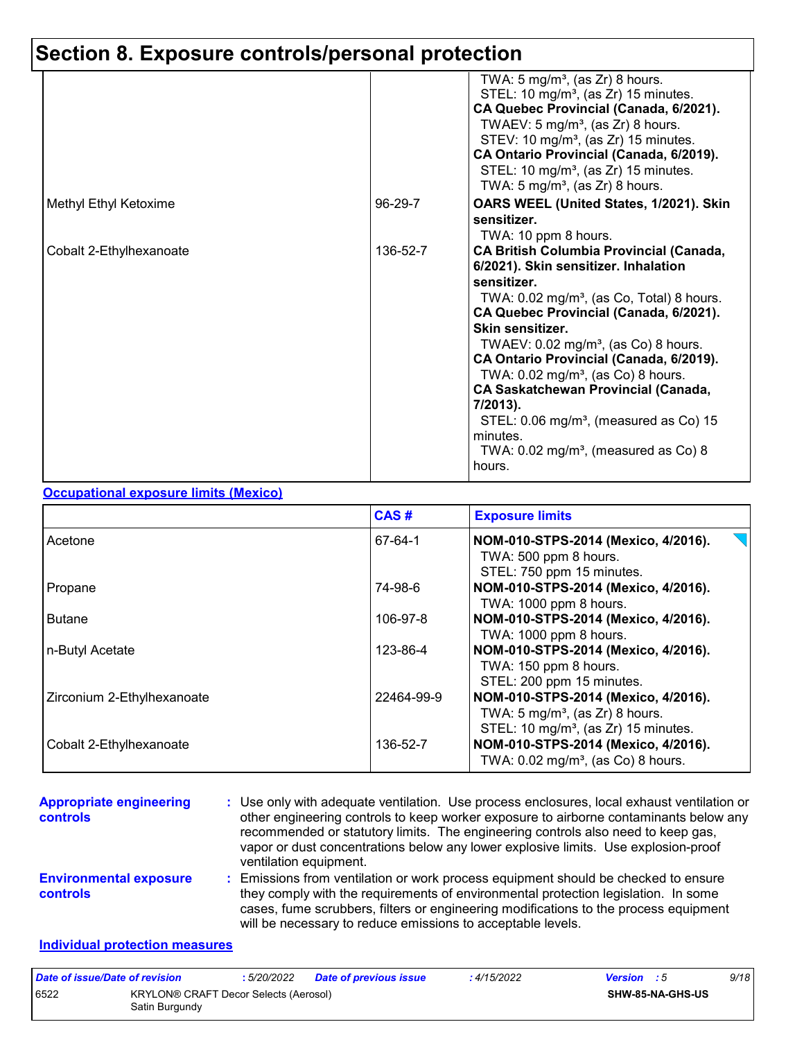# Section 8. Exposure controls/personal protection

| | | |
|---|---|---|
| | | TWA: 5 mg/m³, (as Zr) 8 hours.<br>STEL: 10 mg/m³, (as Zr) 15 minutes.<br>**CA Quebec Provincial (Canada, 6/2021).**<br>TWAEV: 5 mg/m³, (as Zr) 8 hours.<br>STEV: 10 mg/m³, (as Zr) 15 minutes.<br>**CA Ontario Provincial (Canada, 6/2019).**<br>STEL: 10 mg/m³, (as Zr) 15 minutes.<br>TWA: 5 mg/m³, (as Zr) 8 hours. |
| Methyl Ethyl Ketoxime | 96-29-7 | **OARS WEEL (United States, 1/2021). Skin sensitizer.**<br>TWA: 10 ppm 8 hours. |
| Cobalt 2-Ethylhexanoate | 136-52-7 | **CA British Columbia Provincial (Canada, 6/2021). Skin sensitizer. Inhalation sensitizer.**<br>TWA: 0.02 mg/m³, (as Co, Total) 8 hours.<br>**CA Quebec Provincial (Canada, 6/2021). Skin sensitizer.**<br>TWAEV: 0.02 mg/m³, (as Co) 8 hours.<br>**CA Ontario Provincial (Canada, 6/2019).**<br>TWA: 0.02 mg/m³, (as Co) 8 hours.<br>**CA Saskatchewan Provincial (Canada, 7/2013).**<br>STEL: 0.06 mg/m³, (measured as Co) 15 minutes.<br>TWA: 0.02 mg/m³, (measured as Co) 8 hours. |

**Occupational exposure limits (Mexico)**

| | CAS # | Exposure limits |
|---|---|---|
| Acetone | 67-64-1 | **NOM-010-STPS-2014 (Mexico, 4/2016).**<br>TWA: 500 ppm 8 hours.<br>STEL: 750 ppm 15 minutes. |
| Propane | 74-98-6 | **NOM-010-STPS-2014 (Mexico, 4/2016).**<br>TWA: 1000 ppm 8 hours. |
| Butane | 106-97-8 | **NOM-010-STPS-2014 (Mexico, 4/2016).**<br>TWA: 1000 ppm 8 hours. |
| n-Butyl Acetate | 123-86-4 | **NOM-010-STPS-2014 (Mexico, 4/2016).**<br>TWA: 150 ppm 8 hours.<br>STEL: 200 ppm 15 minutes. |
| Zirconium 2-Ethylhexanoate | 22464-99-9 | **NOM-010-STPS-2014 (Mexico, 4/2016).**<br>TWA: 5 mg/m³, (as Zr) 8 hours.<br>STEL: 10 mg/m³, (as Zr) 15 minutes. |
| Cobalt 2-Ethylhexanoate | 136-52-7 | **NOM-010-STPS-2014 (Mexico, 4/2016).**<br>TWA: 0.02 mg/m³, (as Co) 8 hours. |

**Appropriate engineering controls** : Use only with adequate ventilation. Use process enclosures, local exhaust ventilation or other engineering controls to keep worker exposure to airborne contaminants below any recommended or statutory limits. The engineering controls also need to keep gas, vapor or dust concentrations below any lower explosive limits. Use explosion-proof ventilation equipment.

**Environmental exposure controls** : Emissions from ventilation or work process equipment should be checked to ensure they comply with the requirements of environmental protection legislation. In some cases, fume scrubbers, filters or engineering modifications to the process equipment will be necessary to reduce emissions to acceptable levels.

**Individual protection measures**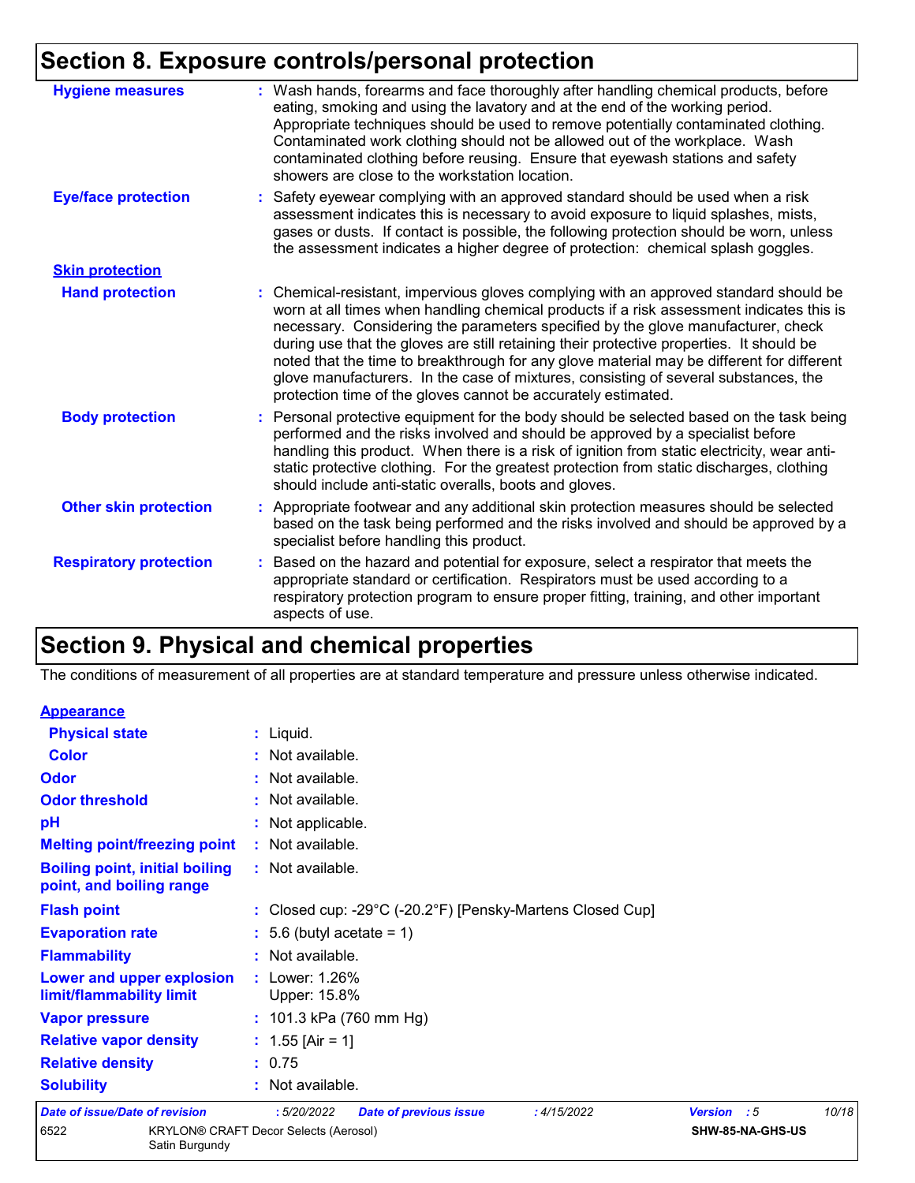# Section 8. Exposure controls/personal protection

**Hygiene measures** : Wash hands, forearms and face thoroughly after handling chemical products, before eating, smoking and using the lavatory and at the end of the working period. Appropriate techniques should be used to remove potentially contaminated clothing. Contaminated work clothing should not be allowed out of the workplace. Wash contaminated clothing before reusing. Ensure that eyewash stations and safety showers are close to the workstation location.

**Eye/face protection** : Safety eyewear complying with an approved standard should be used when a risk assessment indicates this is necessary to avoid exposure to liquid splashes, mists, gases or dusts. If contact is possible, the following protection should be worn, unless the assessment indicates a higher degree of protection: chemical splash goggles.

**Skin protection**

**Hand protection** : Chemical-resistant, impervious gloves complying with an approved standard should be worn at all times when handling chemical products if a risk assessment indicates this is necessary. Considering the parameters specified by the glove manufacturer, check during use that the gloves are still retaining their protective properties. It should be noted that the time to breakthrough for any glove material may be different for different glove manufacturers. In the case of mixtures, consisting of several substances, the protection time of the gloves cannot be accurately estimated.

**Body protection** : Personal protective equipment for the body should be selected based on the task being performed and the risks involved and should be approved by a specialist before handling this product. When there is a risk of ignition from static electricity, wear anti-static protective clothing. For the greatest protection from static discharges, clothing should include anti-static overalls, boots and gloves.

**Other skin protection** : Appropriate footwear and any additional skin protection measures should be selected based on the task being performed and the risks involved and should be approved by a specialist before handling this product.

**Respiratory protection** : Based on the hazard and potential for exposure, select a respirator that meets the appropriate standard or certification. Respirators must be used according to a respiratory protection program to ensure proper fitting, training, and other important aspects of use.

# Section 9. Physical and chemical properties

The conditions of measurement of all properties are at standard temperature and pressure unless otherwise indicated.

**Appearance**

**Physical state** : Liquid.

**Color** : Not available.

**Odor** : Not available.

**Odor threshold** : Not available.

**pH** : Not applicable.

**Melting point/freezing point** : Not available.

**Boiling point, initial boiling point, and boiling range** : Not available.

**Flash point** : Closed cup: -29°C (-20.2°F) [Pensky-Martens Closed Cup]

**Evaporation rate** : 5.6 (butyl acetate = 1)

**Flammability** : Not available.

**Lower and upper explosion limit/flammability limit** : Lower: 1.26%
Upper: 15.8%

**Vapor pressure** : 101.3 kPa (760 mm Hg)

**Relative vapor density** : 1.55 [Air = 1]

**Relative density** : 0.75

**Solubility** : Not available.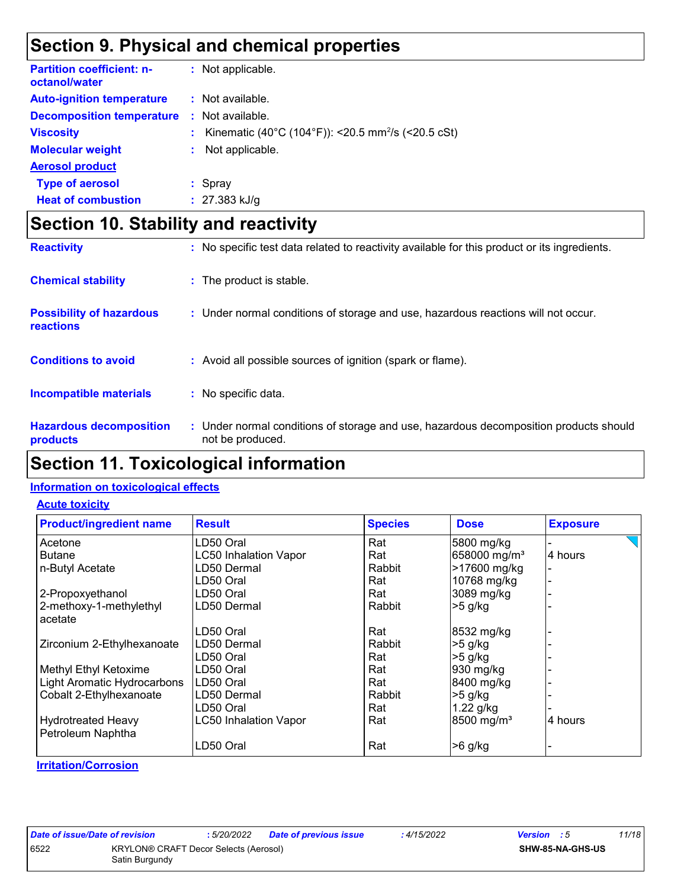## Section 9. Physical and chemical properties

**Partition coefficient: n-octanol/water** : Not applicable.

**Auto-ignition temperature** : Not available.

**Decomposition temperature** : Not available.

**Viscosity** : Kinematic (40°C (104°F)): <20.5 $mm^2/s$ (<20.5 cSt)

**Molecular weight** : Not applicable.

**Aerosol product**

**Type of aerosol** : Spray

**Heat of combustion** : 27.383 kJ/g

## Section 10. Stability and reactivity

**Reactivity** : No specific test data related to reactivity available for this product or its ingredients.

**Chemical stability** : The product is stable.

**Possibility of hazardous reactions** : Under normal conditions of storage and use, hazardous reactions will not occur.

**Conditions to avoid** : Avoid all possible sources of ignition (spark or flame).

**Incompatible materials** : No specific data.

**Hazardous decomposition products** : Under normal conditions of storage and use, hazardous decomposition products should not be produced.

## Section 11. Toxicological information

**Information on toxicological effects**

**Acute toxicity**

| Product/ingredient name | Result | Species | Dose | Exposure |
|---|---|---|---|---|
| Acetone | LD50 Oral | Rat | 5800 mg/kg | - |
| Butane | LC50 Inhalation Vapor | Rat | 658000 $mg/m^3$ | 4 hours |
| n-Butyl Acetate | LD50 Dermal | Rabbit | >17600 mg/kg | - |
| | LD50 Oral | Rat | 10768 mg/kg | - |
| 2-Propoxyethanol | LD50 Oral | Rat | 3089 mg/kg | - |
| 2-methoxy-1-methylethyl acetate | LD50 Dermal | Rabbit | >5 g/kg | - |
| | LD50 Oral | Rat | 8532 mg/kg | - |
| Zirconium 2-Ethylhexanoate | LD50 Dermal | Rabbit | >5 g/kg | - |
| | LD50 Oral | Rat | >5 g/kg | - |
| Methyl Ethyl Ketoxime | LD50 Oral | Rat | 930 mg/kg | - |
| Light Aromatic Hydrocarbons | LD50 Oral | Rat | 8400 mg/kg | - |
| Cobalt 2-Ethylhexanoate | LD50 Dermal | Rabbit | >5 g/kg | - |
| | LD50 Oral | Rat | 1.22 g/kg | - |
| Hydrotreated Heavy Petroleum Naphtha | LC50 Inhalation Vapor | Rat | 8500 $mg/m^3$ | 4 hours |
| | LD50 Oral | Rat | >6 g/kg | - |

**Irritation/Corrosion**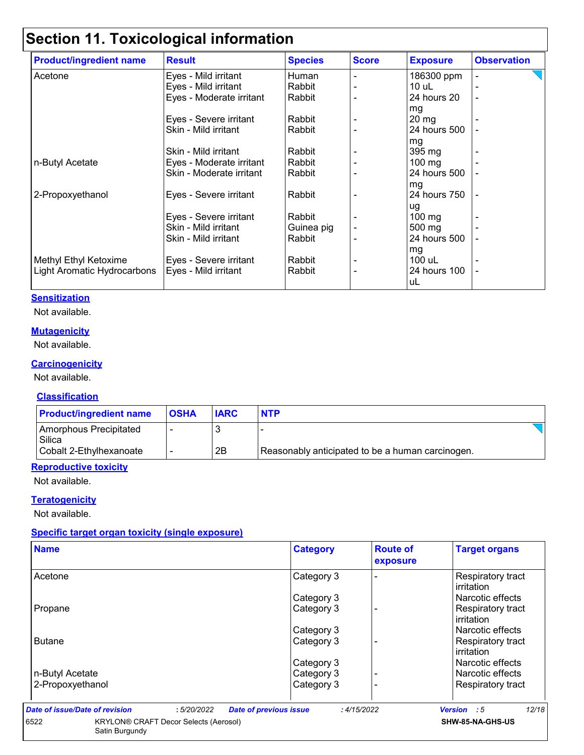# Section 11. Toxicological information

| Product/ingredient name | Result | Species | Score | Exposure | Observation |
| --- | --- | --- | --- | --- | --- |
| Acetone | Eyes - Mild irritant | Human | - | 186300 ppm | - |
| | Eyes - Mild irritant | Rabbit | - | 10 uL | - |
| | Eyes - Moderate irritant | Rabbit | - | 24 hours 20 mg | - |
| | Eyes - Severe irritant | Rabbit | - | 20 mg | - |
| | Skin - Mild irritant | Rabbit | - | 24 hours 500 mg | - |
| | Skin - Mild irritant | Rabbit | - | 395 mg | - |
| n-Butyl Acetate | Eyes - Moderate irritant | Rabbit | - | 100 mg | - |
| | Skin - Moderate irritant | Rabbit | - | 24 hours 500 mg | - |
| 2-Propoxyethanol | Eyes - Severe irritant | Rabbit | - | 24 hours 750 ug | - |
| | Eyes - Severe irritant | Rabbit | - | 100 mg | - |
| | Skin - Mild irritant | Guinea pig | - | 500 mg | - |
| | Skin - Mild irritant | Rabbit | - | 24 hours 500 mg | - |
| Methyl Ethyl Ketoxime | Eyes - Severe irritant | Rabbit | - | 100 uL | - |
| Light Aromatic Hydrocarbons | Eyes - Mild irritant | Rabbit | - | 24 hours 100 uL | - |

**Sensitization**

Not available.

**Mutagenicity**

Not available.

**Carcinogenicity**

Not available.

**Classification**

| Product/ingredient name | OSHA | IARC | NTP |
| --- | --- | --- | --- |
| Amorphous Precipitated Silica | - | 3 | - |
| Cobalt 2-Ethylhexanoate | - | 2B | Reasonably anticipated to be a human carcinogen. |

**Reproductive toxicity**

Not available.

**Teratogenicity**

Not available.

**Specific target organ toxicity (single exposure)**

| Name | Category | Route of exposure | Target organs |
| --- | --- | --- | --- |
| Acetone | Category 3 | - | Respiratory tract irritation |
| | Category 3 | | Narcotic effects |
| Propane | Category 3 | - | Respiratory tract irritation |
| | Category 3 | | Narcotic effects |
| Butane | Category 3 | - | Respiratory tract irritation |
| | Category 3 | | Narcotic effects |
| n-Butyl Acetate | Category 3 | - | Narcotic effects |
| 2-Propoxyethanol | Category 3 | - | Respiratory tract |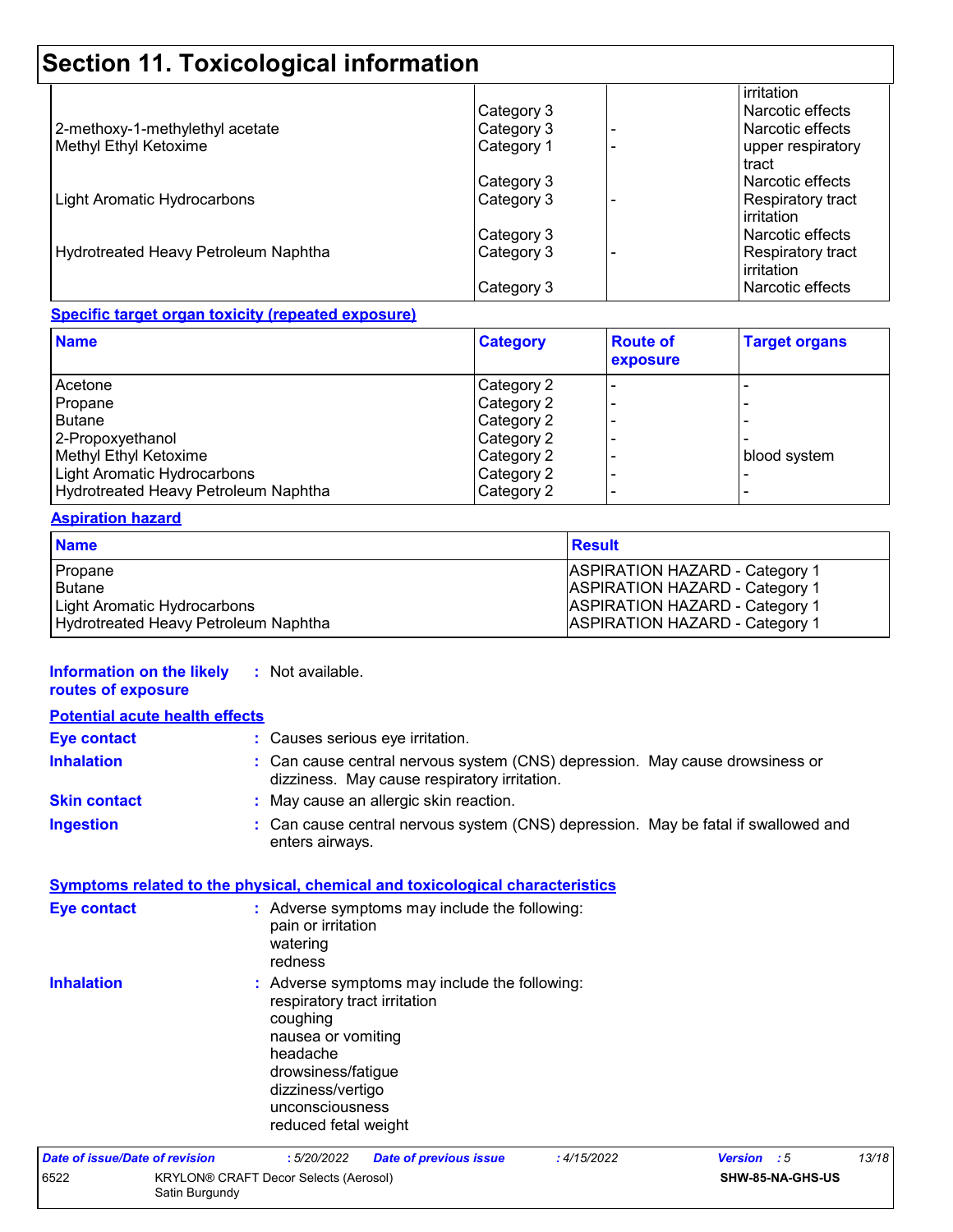# Section 11. Toxicological information

| | | | |
|---|---|---|---|
| | | | irritation |
| | Category 3 | | Narcotic effects |
| 2-methoxy-1-methylethyl acetate | Category 3 | - | Narcotic effects |
| Methyl Ethyl Ketoxime | Category 1 | - | upper respiratory tract |
| | Category 3 | | Narcotic effects |
| Light Aromatic Hydrocarbons | Category 3 | - | Respiratory tract irritation |
| | Category 3 | | Narcotic effects |
| Hydrotreated Heavy Petroleum Naphtha | Category 3 | - | Respiratory tract irritation |
| | Category 3 | | Narcotic effects |

**Specific target organ toxicity (repeated exposure)**

| Name | Category | Route of exposure | Target organs |
|---|---|---|---|
| Acetone | Category 2 | - | - |
| Propane | Category 2 | - | - |
| Butane | Category 2 | - | - |
| 2-Propoxyethanol | Category 2 | - | - |
| Methyl Ethyl Ketoxime | Category 2 | - | blood system |
| Light Aromatic Hydrocarbons | Category 2 | - | - |
| Hydrotreated Heavy Petroleum Naphtha | Category 2 | - | - |

**Aspiration hazard**

| Name | Result |
|---|---|
| Propane | ASPIRATION HAZARD - Category 1 |
| Butane | ASPIRATION HAZARD - Category 1 |
| Light Aromatic Hydrocarbons | ASPIRATION HAZARD - Category 1 |
| Hydrotreated Heavy Petroleum Naphtha | ASPIRATION HAZARD - Category 1 |

**Information on the likely routes of exposure** : Not available.

**Potential acute health effects**

**Eye contact** : Causes serious eye irritation.

**Inhalation** : Can cause central nervous system (CNS) depression. May cause drowsiness or dizziness. May cause respiratory irritation.

**Skin contact** : May cause an allergic skin reaction.

**Ingestion** : Can cause central nervous system (CNS) depression. May be fatal if swallowed and enters airways.

**Symptoms related to the physical, chemical and toxicological characteristics**

**Eye contact** : Adverse symptoms may include the following:
pain or irritation
watering
redness

**Inhalation** : Adverse symptoms may include the following:
respiratory tract irritation
coughing
nausea or vomiting
headache
drowsiness/fatigue
dizziness/vertigo
unconsciousness
reduced fetal weight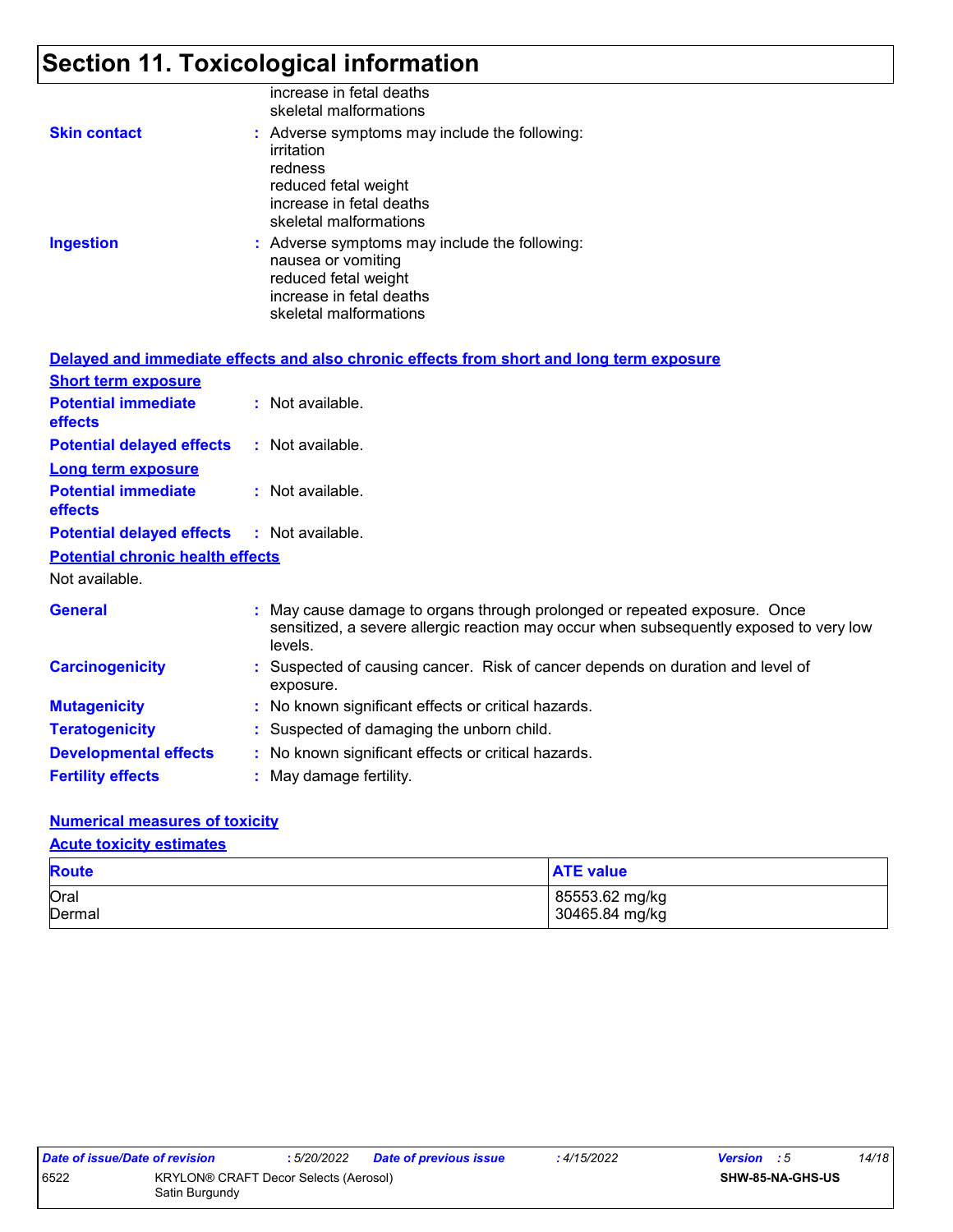# Section 11. Toxicological information

increase in fetal deaths
skeletal malformations

**Skin contact** : Adverse symptoms may include the following:
irritation
redness
reduced fetal weight
increase in fetal deaths
skeletal malformations

**Ingestion** : Adverse symptoms may include the following:
nausea or vomiting
reduced fetal weight
increase in fetal deaths
skeletal malformations

## Delayed and immediate effects and also chronic effects from short and long term exposure

### Short term exposure

**Potential immediate effects** : Not available.

**Potential delayed effects** : Not available.

### Long term exposure

**Potential immediate effects** : Not available.

**Potential delayed effects** : Not available.

### Potential chronic health effects

Not available.

**General** : May cause damage to organs through prolonged or repeated exposure. Once sensitized, a severe allergic reaction may occur when subsequently exposed to very low levels.

**Carcinogenicity** : Suspected of causing cancer. Risk of cancer depends on duration and level of exposure.

**Mutagenicity** : No known significant effects or critical hazards.

**Teratogenicity** : Suspected of damaging the unborn child.

**Developmental effects** : No known significant effects or critical hazards.

**Fertility effects** : May damage fertility.

## Numerical measures of toxicity

### Acute toxicity estimates

| Route | ATE value |
|---|---|
| Oral | 85553.62 mg/kg |
| Dermal | 30465.84 mg/kg |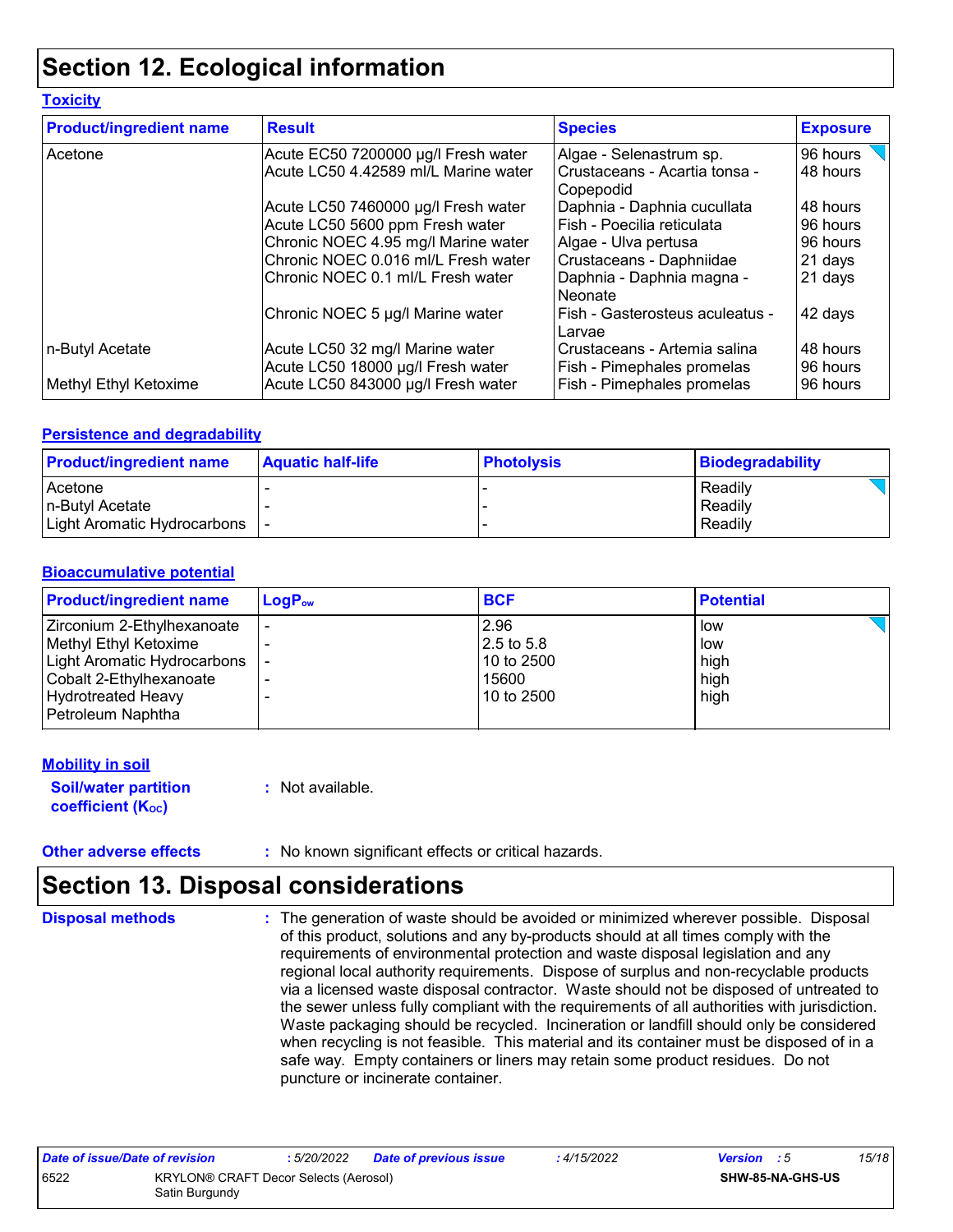# Section 12. Ecological information

### Toxicity

| Product/ingredient name | Result | Species | Exposure |
|---|---|---|---|
| Acetone | Acute EC50 7200000 µg/l Fresh water | Algae - Selenastrum sp. | 96 hours |
| | Acute LC50 4.42589 ml/L Marine water | Crustaceans - Acartia tonsa - Copepodid | 48 hours |
| | Acute LC50 7460000 µg/l Fresh water | Daphnia - Daphnia cucullata | 48 hours |
| | Acute LC50 5600 ppm Fresh water | Fish - Poecilia reticulata | 96 hours |
| | Chronic NOEC 4.95 mg/l Marine water | Algae - Ulva pertusa | 96 hours |
| | Chronic NOEC 0.016 ml/L Fresh water | Crustaceans - Daphniidae | 21 days |
| | Chronic NOEC 0.1 ml/L Fresh water | Daphnia - Daphnia magna - Neonate | 21 days |
| | Chronic NOEC 5 µg/l Marine water | Fish - Gasterosteus aculeatus - Larvae | 42 days |
| n-Butyl Acetate | Acute LC50 32 mg/l Marine water | Crustaceans - Artemia salina | 48 hours |
| | Acute LC50 18000 µg/l Fresh water | Fish - Pimephales promelas | 96 hours |
| Methyl Ethyl Ketoxime | Acute LC50 843000 µg/l Fresh water | Fish - Pimephales promelas | 96 hours |

### Persistence and degradability

| Product/ingredient name | Aquatic half-life | Photolysis | Biodegradability |
|---|---|---|---|
| Acetone | - | - | Readily |
| n-Butyl Acetate | - | - | Readily |
| Light Aromatic Hydrocarbons | - | - | Readily |

### Bioaccumulative potential

| Product/ingredient name | $LogP_{ow}$ | BCF | Potential |
|---|---|---|---|
| Zirconium 2-Ethylhexanoate | - | 2.96 | low |
| Methyl Ethyl Ketoxime | - | 2.5 to 5.8 | low |
| Light Aromatic Hydrocarbons | - | 10 to 2500 | high |
| Cobalt 2-Ethylhexanoate | - | 15600 | high |
| Hydrotreated Heavy Petroleum Naphtha | - | 10 to 2500 | high |

### Mobility in soil

**Soil/water partition coefficient ($K_{OC}$)** : Not available.

**Other adverse effects** : No known significant effects or critical hazards.

# Section 13. Disposal considerations

**Disposal methods** : The generation of waste should be avoided or minimized wherever possible. Disposal of this product, solutions and any by-products should at all times comply with the requirements of environmental protection and waste disposal legislation and any regional local authority requirements. Dispose of surplus and non-recyclable products via a licensed waste disposal contractor. Waste should not be disposed of untreated to the sewer unless fully compliant with the requirements of all authorities with jurisdiction. Waste packaging should be recycled. Incineration or landfill should only be considered when recycling is not feasible. This material and its container must be disposed of in a safe way. Empty containers or liners may retain some product residues. Do not puncture or incinerate container.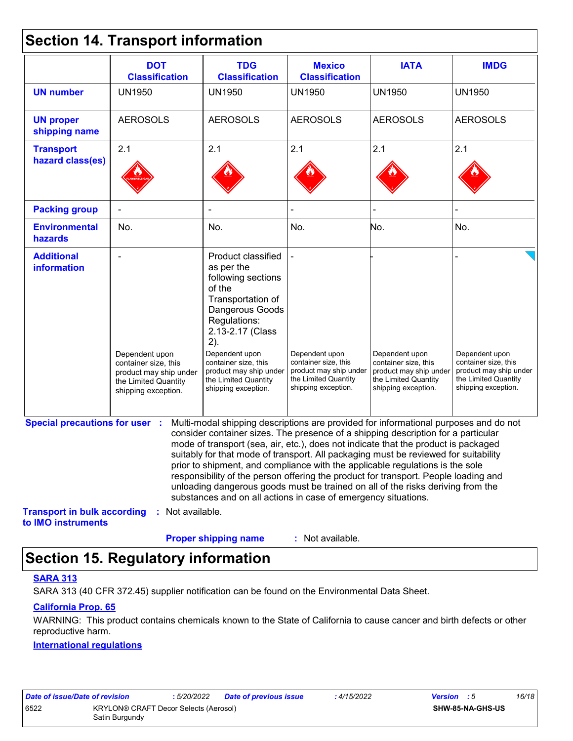## Section 14. Transport information

| | DOT Classification | TDG Classification | Mexico Classification | IATA | IMDG |
|---|---|---|---|---|---|
| **UN number** | UN1950 | UN1950 | UN1950 | UN1950 | UN1950 |
| **UN proper shipping name** | AEROSOLS | AEROSOLS | AEROSOLS | AEROSOLS | AEROSOLS |
| **Transport hazard class(es)** | 2.1 | 2.1 | 2.1 | 2.1 | 2.1 |
| **Packing group** | - | - | - | - | - |
| **Environmental hazards** | No. | No. | No. | No. | No. |
| **Additional information** | - Dependent upon container size, this product may ship under the Limited Quantity shipping exception. | Product classified as per the following sections of the Transportation of Dangerous Goods Regulations: 2.13-2.17 (Class 2). Dependent upon container size, this product may ship under the Limited Quantity shipping exception. | - Dependent upon container size, this product may ship under the Limited Quantity shipping exception. | - Dependent upon container size, this product may ship under the Limited Quantity shipping exception. | - Dependent upon container size, this product may ship under the Limited Quantity shipping exception. |

**Special precautions for user** : Multi-modal shipping descriptions are provided for informational purposes and do not consider container sizes. The presence of a shipping description for a particular mode of transport (sea, air, etc.), does not indicate that the product is packaged suitably for that mode of transport. All packaging must be reviewed for suitability prior to shipment, and compliance with the applicable regulations is the sole responsibility of the person offering the product for transport. People loading and unloading dangerous goods must be trained on all of the risks deriving from the substances and on all actions in case of emergency situations.

**Transport in bulk according to IMO instruments** : Not available.

**Proper shipping name** : Not available.

## Section 15. Regulatory information

**SARA 313**

SARA 313 (40 CFR 372.45) supplier notification can be found on the Environmental Data Sheet.

**California Prop. 65**

WARNING: This product contains chemicals known to the State of California to cause cancer and birth defects or other reproductive harm.

**International regulations**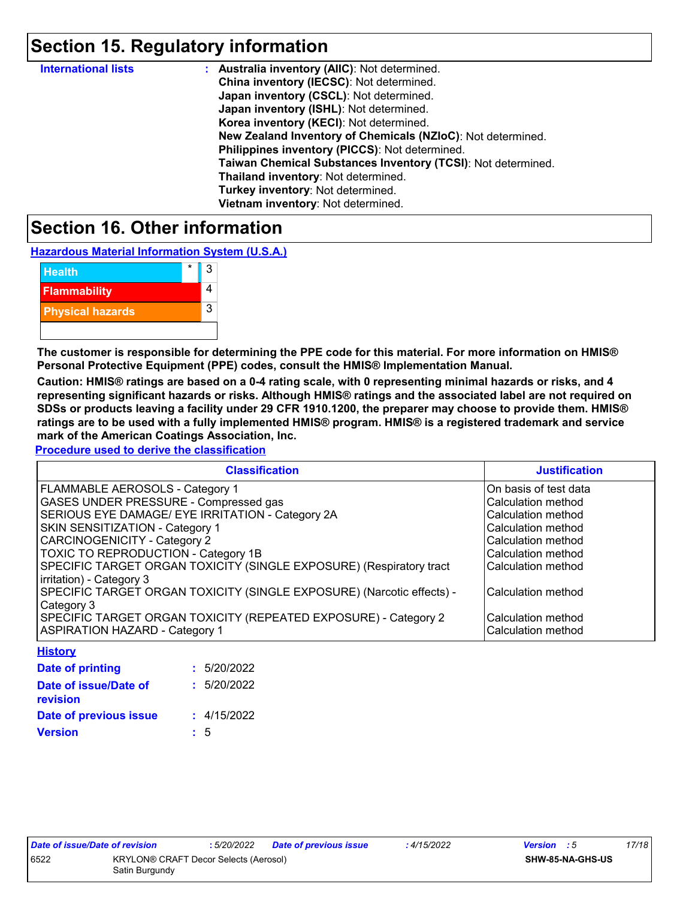## Section 15. Regulatory information

**International lists** :
**Australia inventory (AIIC)**: Not determined.
**China inventory (IECSC)**: Not determined.
**Japan inventory (CSCL)**: Not determined.
**Japan inventory (ISHL)**: Not determined.
**Korea inventory (KECI)**: Not determined.
**New Zealand Inventory of Chemicals (NZIoC)**: Not determined.
**Philippines inventory (PICCS)**: Not determined.
**Taiwan Chemical Substances Inventory (TCSI)**: Not determined.
**Thailand inventory**: Not determined.
**Turkey inventory**: Not determined.
**Vietnam inventory**: Not determined.

## Section 16. Other information

**Hazardous Material Information System (U.S.A.)**

| | | |
|---|---|---|
| Health | * | 3 |
| Flammability | | 4 |
| Physical hazards | | 3 |
| | | |

**The customer is responsible for determining the PPE code for this material. For more information on HMIS® Personal Protective Equipment (PPE) codes, consult the HMIS® Implementation Manual.**

**Caution: HMIS® ratings are based on a 0-4 rating scale, with 0 representing minimal hazards or risks, and 4 representing significant hazards or risks. Although HMIS® ratings and the associated label are not required on SDSs or products leaving a facility under 29 CFR 1910.1200, the preparer may choose to provide them. HMIS® ratings are to be used with a fully implemented HMIS® program. HMIS® is a registered trademark and service mark of the American Coatings Association, Inc.**

**Procedure used to derive the classification**

| Classification | Justification |
|---|---|
| FLAMMABLE AEROSOLS - Category 1 | On basis of test data |
| GASES UNDER PRESSURE - Compressed gas | Calculation method |
| SERIOUS EYE DAMAGE/ EYE IRRITATION - Category 2A | Calculation method |
| SKIN SENSITIZATION - Category 1 | Calculation method |
| CARCINOGENICITY - Category 2 | Calculation method |
| TOXIC TO REPRODUCTION - Category 1B | Calculation method |
| SPECIFIC TARGET ORGAN TOXICITY (SINGLE EXPOSURE) (Respiratory tract irritation) - Category 3 | Calculation method |
| SPECIFIC TARGET ORGAN TOXICITY (SINGLE EXPOSURE) (Narcotic effects) - Category 3 | Calculation method |
| SPECIFIC TARGET ORGAN TOXICITY (REPEATED EXPOSURE) - Category 2 | Calculation method |
| ASPIRATION HAZARD - Category 1 | Calculation method |

**History**

**Date of printing** : 5/20/2022

**Date of issue/Date of revision** : 5/20/2022

**Date of previous issue** : 4/15/2022

**Version** : 5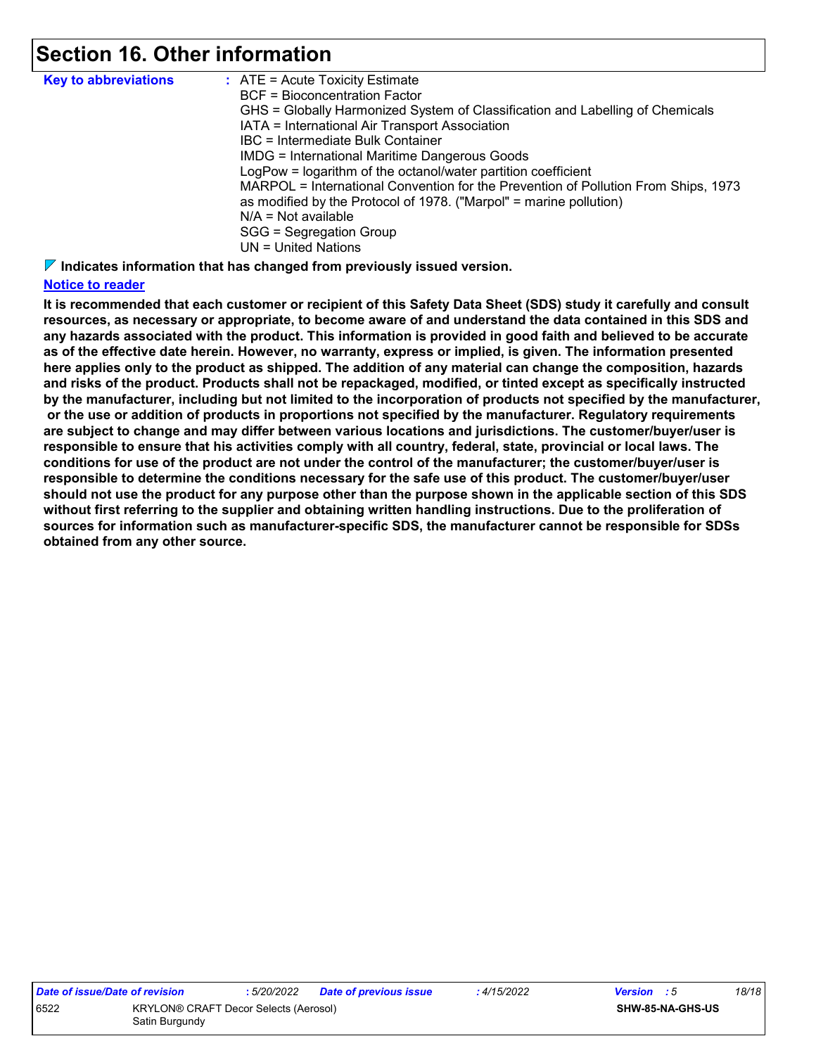## Section 16. Other information

**Key to abbreviations** : ATE = Acute Toxicity Estimate
BCF = Bioconcentration Factor
GHS = Globally Harmonized System of Classification and Labelling of Chemicals
IATA = International Air Transport Association
IBC = Intermediate Bulk Container
IMDG = International Maritime Dangerous Goods
LogPow = logarithm of the octanol/water partition coefficient
MARPOL = International Convention for the Prevention of Pollution From Ships, 1973 as modified by the Protocol of 1978. ("Marpol" = marine pollution)
N/A = Not available
SGG = Segregation Group
UN = United Nations

**Indicates information that has changed from previously issued version.**

**Notice to reader**

**It is recommended that each customer or recipient of this Safety Data Sheet (SDS) study it carefully and consult resources, as necessary or appropriate, to become aware of and understand the data contained in this SDS and any hazards associated with the product. This information is provided in good faith and believed to be accurate as of the effective date herein. However, no warranty, express or implied, is given. The information presented here applies only to the product as shipped. The addition of any material can change the composition, hazards and risks of the product. Products shall not be repackaged, modified, or tinted except as specifically instructed by the manufacturer, including but not limited to the incorporation of products not specified by the manufacturer, or the use or addition of products in proportions not specified by the manufacturer. Regulatory requirements are subject to change and may differ between various locations and jurisdictions. The customer/buyer/user is responsible to ensure that his activities comply with all country, federal, state, provincial or local laws. The conditions for use of the product are not under the control of the manufacturer; the customer/buyer/user is responsible to determine the conditions necessary for the safe use of this product. The customer/buyer/user should not use the product for any purpose other than the purpose shown in the applicable section of this SDS without first referring to the supplier and obtaining written handling instructions. Due to the proliferation of sources for information such as manufacturer-specific SDS, the manufacturer cannot be responsible for SDSs obtained from any other source.**